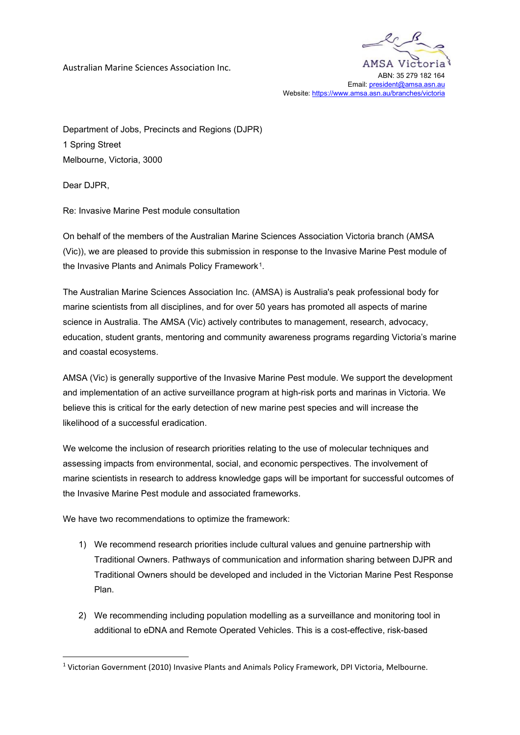Australian Marine Sciences Association Inc.

AMSA Victoria
ABN: 35 279 182 164
Email: president@amsa.asn.au
Website: https://www.amsa.asn.au/branches/victoria

Department of Jobs, Precincts and Regions (DJPR)
1 Spring Street
Melbourne, Victoria, 3000

Dear DJPR,

Re: Invasive Marine Pest module consultation

On behalf of the members of the Australian Marine Sciences Association Victoria branch (AMSA (Vic)), we are pleased to provide this submission in response to the Invasive Marine Pest module of the Invasive Plants and Animals Policy Framework[1].

The Australian Marine Sciences Association Inc. (AMSA) is Australia's peak professional body for marine scientists from all disciplines, and for over 50 years has promoted all aspects of marine science in Australia. The AMSA (Vic) actively contributes to management, research, advocacy, education, student grants, mentoring and community awareness programs regarding Victoria's marine and coastal ecosystems.

AMSA (Vic) is generally supportive of the Invasive Marine Pest module. We support the development and implementation of an active surveillance program at high-risk ports and marinas in Victoria. We believe this is critical for the early detection of new marine pest species and will increase the likelihood of a successful eradication.

We welcome the inclusion of research priorities relating to the use of molecular techniques and assessing impacts from environmental, social, and economic perspectives. The involvement of marine scientists in research to address knowledge gaps will be important for successful outcomes of the Invasive Marine Pest module and associated frameworks.

We have two recommendations to optimize the framework:

1) We recommend research priorities include cultural values and genuine partnership with Traditional Owners. Pathways of communication and information sharing between DJPR and Traditional Owners should be developed and included in the Victorian Marine Pest Response Plan.

2) We recommending including population modelling as a surveillance and monitoring tool in additional to eDNA and Remote Operated Vehicles. This is a cost-effective, risk-based

[1] Victorian Government (2010) Invasive Plants and Animals Policy Framework, DPI Victoria, Melbourne.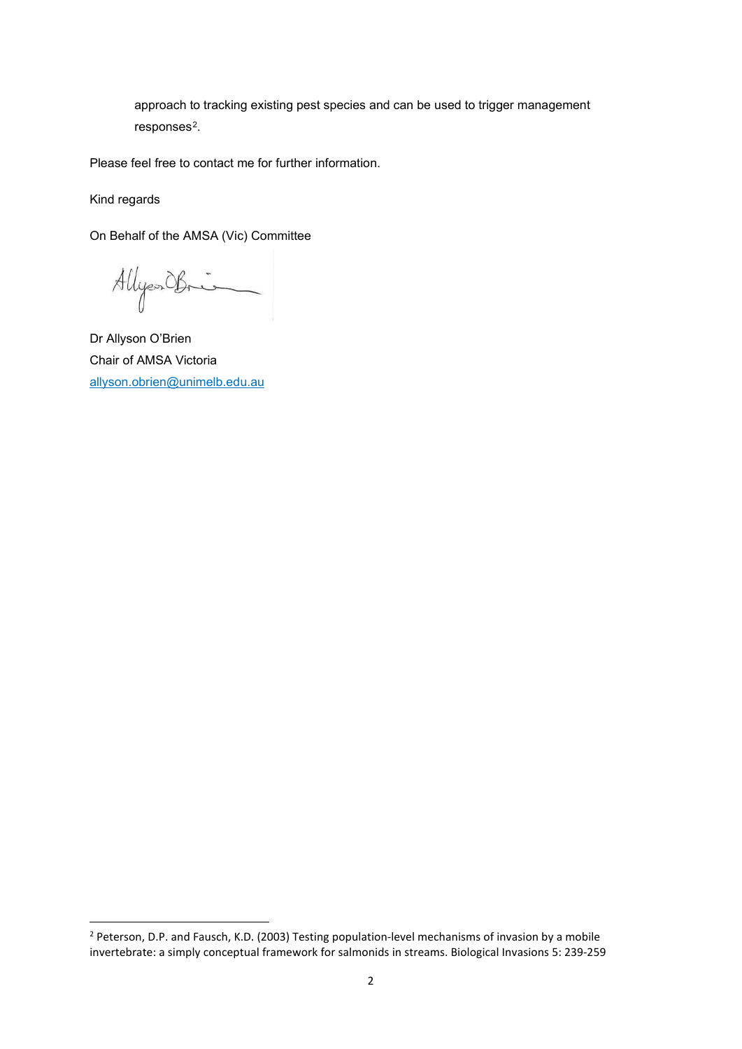approach to tracking existing pest species and can be used to trigger management responses[2].

Please feel free to contact me for further information.

Kind regards

On Behalf of the AMSA (Vic) Committee

Dr Allyson O'Brien
Chair of AMSA Victoria
allyson.obrien@unimelb.edu.au

[2] Peterson, D.P. and Fausch, K.D. (2003) Testing population-level mechanisms of invasion by a mobile invertebrate: a simply conceptual framework for salmonids in streams. Biological Invasions 5: 239-259